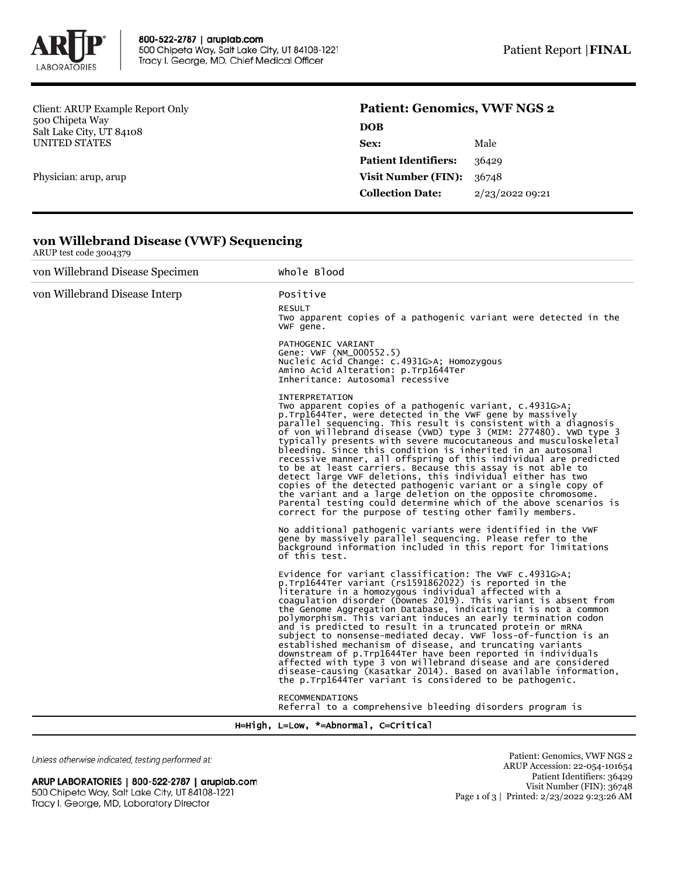Client: ARUP Example Report Only
500 Chipeta Way
Salt Lake City, UT 84108
UNITED STATES

Physician: arup, arup

**Patient: Genomics, VWF NGS 2**

| | |
|---|---|
| **DOB** | |
| **Sex:** | Male |
| **Patient Identifiers:** | 36429 |
| **Visit Number (FIN):** | 36748 |
| **Collection Date:** | 2/23/2022 09:21 |

## von Willebrand Disease (VWF) Sequencing

ARUP test code 3004379

| | |
|---|---|
| von Willebrand Disease Specimen | Whole Blood |
| von Willebrand Disease Interp | Positive |

RESULT
Two apparent copies of a pathogenic variant were detected in the VWF gene.

PATHOGENIC VARIANT
Gene: VWF (NM_000552.5)
Nucleic Acid Change: c.4931G>A; Homozygous
Amino Acid Alteration: p.Trp1644Ter
Inheritance: Autosomal recessive

INTERPRETATION
Two apparent copies of a pathogenic variant, c.4931G>A; p.Trp1644Ter, were detected in the VWF gene by massively parallel sequencing. This result is consistent with a diagnosis of von Willebrand disease (VWD) type 3 (MIM: 277480). VWD type 3 typically presents with severe mucocutaneous and musculoskeletal bleeding. Since this condition is inherited in an autosomal recessive manner, all offspring of this individual are predicted to be at least carriers. Because this assay is not able to detect large VWF deletions, this individual either has two copies of the detected pathogenic variant or a single copy of the variant and a large deletion on the opposite chromosome. Parental testing could determine which of the above scenarios is correct for the purpose of testing other family members.

No additional pathogenic variants were identified in the VWF gene by massively parallel sequencing. Please refer to the background information included in this report for limitations of this test.

Evidence for variant classification: The VWF c.4931G>A; p.Trp1644Ter variant (rs1591862022) is reported in the literature in a homozygous individual affected with a coagulation disorder (Downes 2019). This variant is absent from the Genome Aggregation Database, indicating it is not a common polymorphism. This variant induces an early termination codon and is predicted to result in a truncated protein or mRNA subject to nonsense-mediated decay. VWF loss-of-function is an established mechanism of disease, and truncating variants downstream of p.Trp1644Ter have been reported in individuals affected with type 3 von Willebrand disease and are considered disease-causing (Kasatkar 2014). Based on available information, the p.Trp1644Ter variant is considered to be pathogenic.

RECOMMENDATIONS
Referral to a comprehensive bleeding disorders program is

H=High, L=Low, *=Abnormal, C=Critical

*Unless otherwise indicated, testing performed at:*

**ARUP LABORATORIES | 800-522-2787 | aruplab.com**
500 Chipeta Way, Salt Lake City, UT 84108-1221
Tracy I. George, MD, Laboratory Director

Patient: Genomics, VWF NGS 2
ARUP Accession: 22-054-101654
Patient Identifiers: 36429
Visit Number (FIN): 36748
Printed: 2/23/2022 9:23:26 AM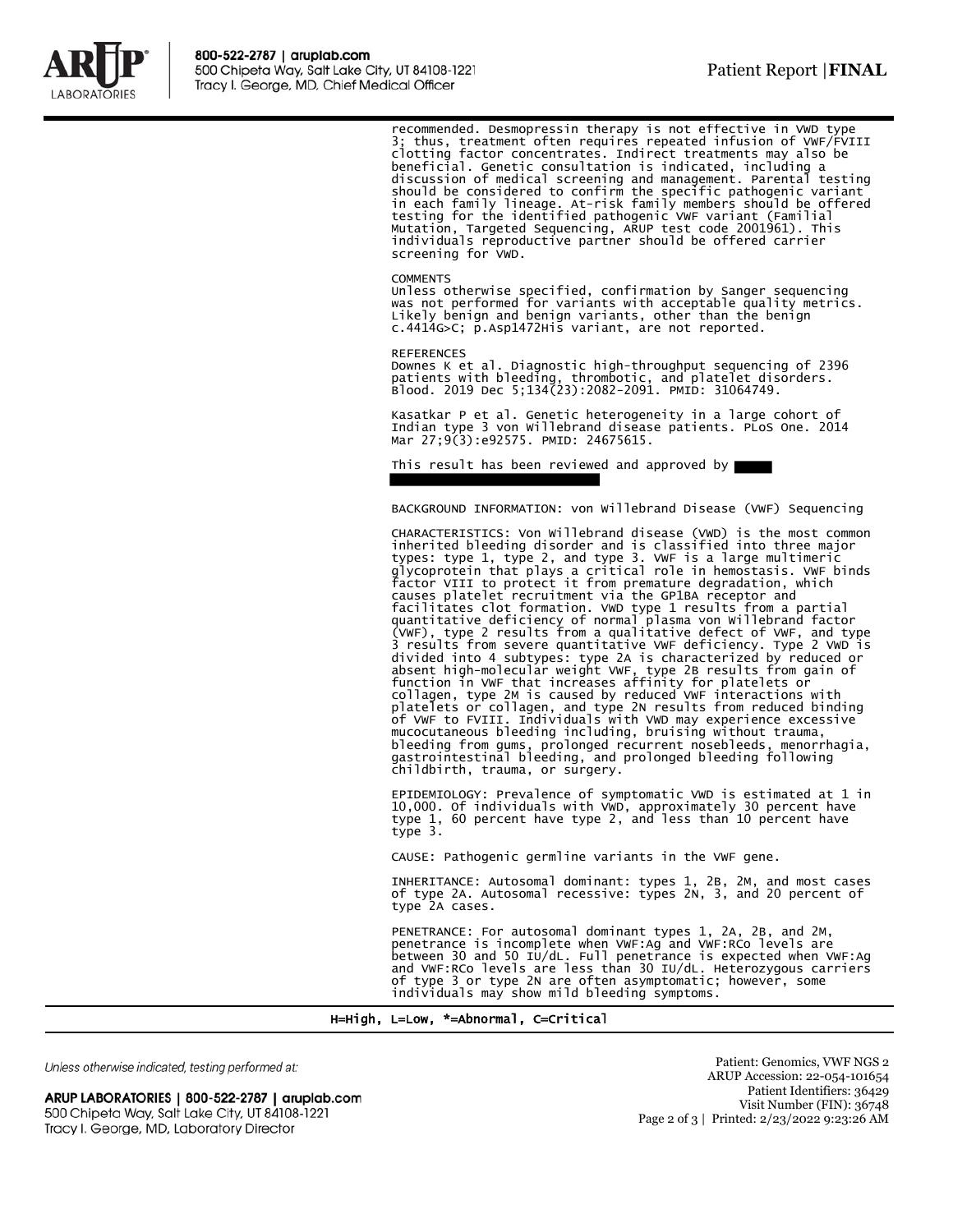recommended. Desmopressin therapy is not effective in VWD type 3; thus, treatment often requires repeated infusion of VWF/FVIII clotting factor concentrates. Indirect treatments may also be beneficial. Genetic consultation is indicated, including a discussion of medical screening and management. Parental testing should be considered to confirm the specific pathogenic variant in each family lineage. At-risk family members should be offered testing for the identified pathogenic VWF variant (Familial Mutation, Targeted Sequencing, ARUP test code 2001961). This individuals reproductive partner should be offered carrier screening for VWD.

COMMENTS
Unless otherwise specified, confirmation by Sanger sequencing was not performed for variants with acceptable quality metrics. Likely benign and benign variants, other than the benign c.4414G>C; p.Asp1472His variant, are not reported.

REFERENCES
Downes K et al. Diagnostic high-throughput sequencing of 2396 patients with bleeding, thrombotic, and platelet disorders. Blood. 2019 Dec 5;134(23):2082-2091. PMID: 31064749.

Kasatkar P et al. Genetic heterogeneity in a large cohort of Indian type 3 von Willebrand disease patients. PLoS One. 2014 Mar 27;9(3):e92575. PMID: 24675615.

This result has been reviewed and approved by

BACKGROUND INFORMATION: von Willebrand Disease (VWF) Sequencing

CHARACTERISTICS: Von Willebrand disease (VWD) is the most common inherited bleeding disorder and is classified into three major types: type 1, type 2, and type 3. VWF is a large multimeric glycoprotein that plays a critical role in hemostasis. VWF binds factor VIII to protect it from premature degradation, which causes platelet recruitment via the GP1BA receptor and facilitates clot formation. VWD type 1 results from a partial quantitative deficiency of normal plasma von Willebrand factor (VWF), type 2 results from a qualitative defect of VWF, and type 3 results from severe quantitative VWF deficiency. Type 2 VWD is divided into 4 subtypes: type 2A is characterized by reduced or absent high-molecular weight VWF, type 2B results from gain of function in VWF that increases affinity for platelets or collagen, type 2M is caused by reduced VWF interactions with platelets or collagen, and type 2N results from reduced binding of VWF to FVIII. Individuals with VWD may experience excessive mucocutaneous bleeding including, bruising without trauma, bleeding from gums, prolonged recurrent nosebleeds, menorrhagia, gastrointestinal bleeding, and prolonged bleeding following childbirth, trauma, or surgery.

EPIDEMIOLOGY: Prevalence of symptomatic VWD is estimated at 1 in 10,000. Of individuals with VWD, approximately 30 percent have type 1, 60 percent have type 2, and less than 10 percent have type 3.

CAUSE: Pathogenic germline variants in the VWF gene.

INHERITANCE: Autosomal dominant: types 1, 2B, 2M, and most cases of type 2A. Autosomal recessive: types 2N, 3, and 20 percent of type 2A cases.

PENETRANCE: For autosomal dominant types 1, 2A, 2B, and 2M, penetrance is incomplete when VWF:Ag and VWF:RCo levels are between 30 and 50 IU/dL. Full penetrance is expected when VWF:Ag and VWF:RCo levels are less than 30 IU/dL. Heterozygous carriers of type 3 or type 2N are often asymptomatic; however, some individuals may show mild bleeding symptoms.

H=High, L=Low, *=Abnormal, C=Critical

Unless otherwise indicated, testing performed at:

ARUP LABORATORIES | 800-522-2787 | aruplab.com
500 Chipeta Way, Salt Lake City, UT 84108-1221
Tracy I. George, MD, Laboratory Director

Patient: Genomics, VWF NGS 2
ARUP Accession: 22-054-101654
Patient Identifiers: 36429
Visit Number (FIN): 36748
Printed: 2/23/2022 9:23:26 AM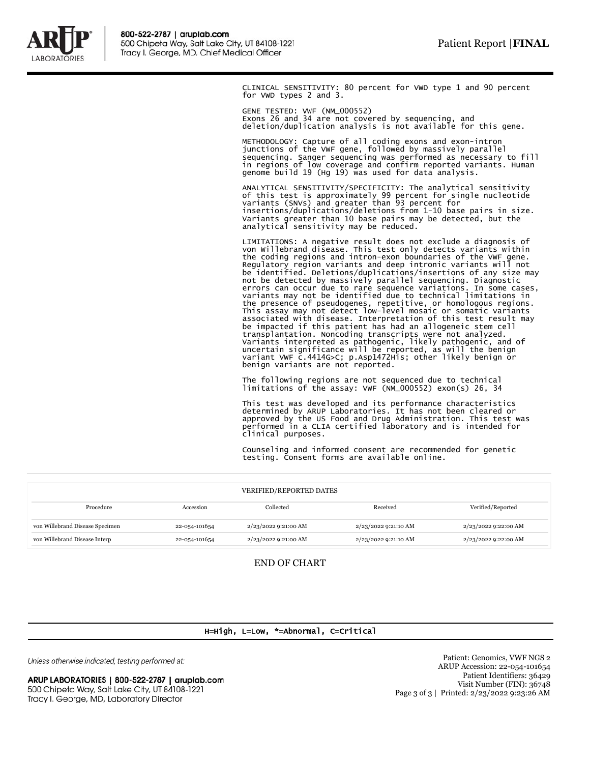CLINICAL SENSITIVITY: 80 percent for VWD type 1 and 90 percent for VWD types 2 and 3.

GENE TESTED: VWF (NM_000552)
Exons 26 and 34 are not covered by sequencing, and deletion/duplication analysis is not available for this gene.

METHODOLOGY: Capture of all coding exons and exon-intron junctions of the VWF gene, followed by massively parallel sequencing. Sanger sequencing was performed as necessary to fill in regions of low coverage and confirm reported variants. Human genome build 19 (Hg 19) was used for data analysis.

ANALYTICAL SENSITIVITY/SPECIFICITY: The analytical sensitivity of this test is approximately 99 percent for single nucleotide variants (SNVs) and greater than 93 percent for insertions/duplications/deletions from 1-10 base pairs in size. Variants greater than 10 base pairs may be detected, but the analytical sensitivity may be reduced.

LIMITATIONS: A negative result does not exclude a diagnosis of von Willebrand disease. This test only detects variants within the coding regions and intron-exon boundaries of the VWF gene. Regulatory region variants and deep intronic variants will not be identified. Deletions/duplications/insertions of any size may not be detected by massively parallel sequencing. Diagnostic errors can occur due to rare sequence variations. In some cases, variants may not be identified due to technical limitations in the presence of pseudogenes, repetitive, or homologous regions. This assay may not detect low-level mosaic or somatic variants associated with disease. Interpretation of this test result may be impacted if this patient has had an allogeneic stem cell transplantation. Noncoding transcripts were not analyzed. Variants interpreted as pathogenic, likely pathogenic, and of uncertain significance will be reported, as will the benign variant VWF c.4414G>C; p.Asp1472His; other likely benign or benign variants are not reported.

The following regions are not sequenced due to technical limitations of the assay: VWF (NM_000552) exon(s) 26, 34

This test was developed and its performance characteristics determined by ARUP Laboratories. It has not been cleared or approved by the US Food and Drug Administration. This test was performed in a CLIA certified laboratory and is intended for clinical purposes.

Counseling and informed consent are recommended for genetic testing. Consent forms are available online.

VERIFIED/REPORTED DATES

| Procedure | Accession | Collected | Received | Verified/Reported |
|---|---|---|---|---|
| von Willebrand Disease Specimen | 22-054-101654 | 2/23/2022 9:21:00 AM | 2/23/2022 9:21:10 AM | 2/23/2022 9:22:00 AM |
| von Willebrand Disease Interp | 22-054-101654 | 2/23/2022 9:21:00 AM | 2/23/2022 9:21:10 AM | 2/23/2022 9:22:00 AM |

END OF CHART

H=High, L=Low, *=Abnormal, C=Critical

Unless otherwise indicated, testing performed at:

ARUP LABORATORIES | 800-522-2787 | aruplab.com
500 Chipeta Way, Salt Lake City, UT 84108-1221
Tracy I. George, MD, Laboratory Director

Patient: Genomics, VWF NGS 2
ARUP Accession: 22-054-101654
Patient Identifiers: 36429
Visit Number (FIN): 36748
Printed: 2/23/2022 9:23:26 AM